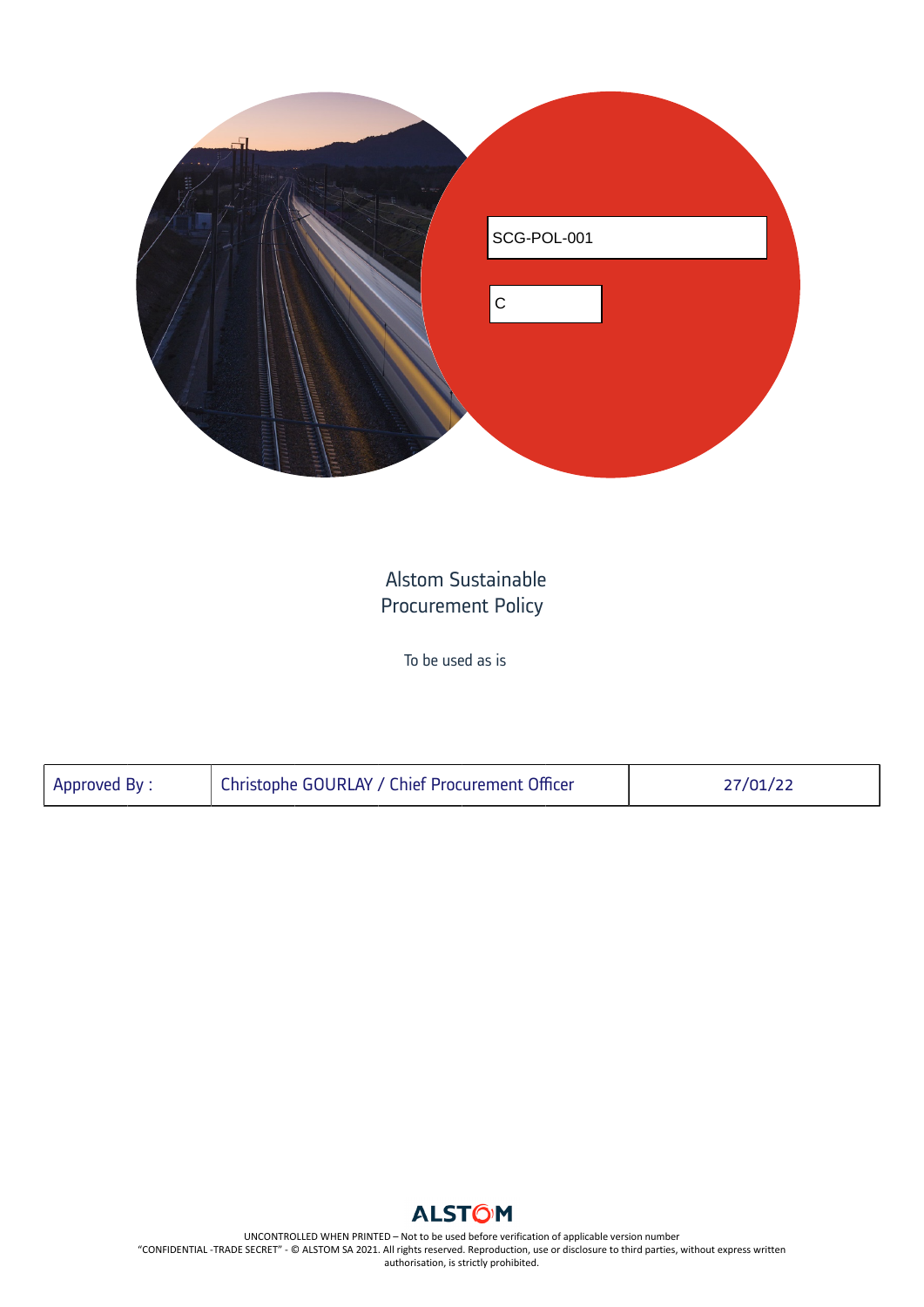SCG-POL-001

C

# Alstom Sustainable Procurement Policy

To be used as is

| Approved By : | Christophe GOURLAY / Chief Procurement Officer | 27/01/22 |
|---|---|---|

ALSTOM

UNCONTROLLED WHEN PRINTED – Not to be used before verification of applicable version number
"CONFIDENTIAL -TRADE SECRET" - © ALSTOM SA 2021. All rights reserved. Reproduction, use or disclosure to third parties, without express written authorisation, is strictly prohibited.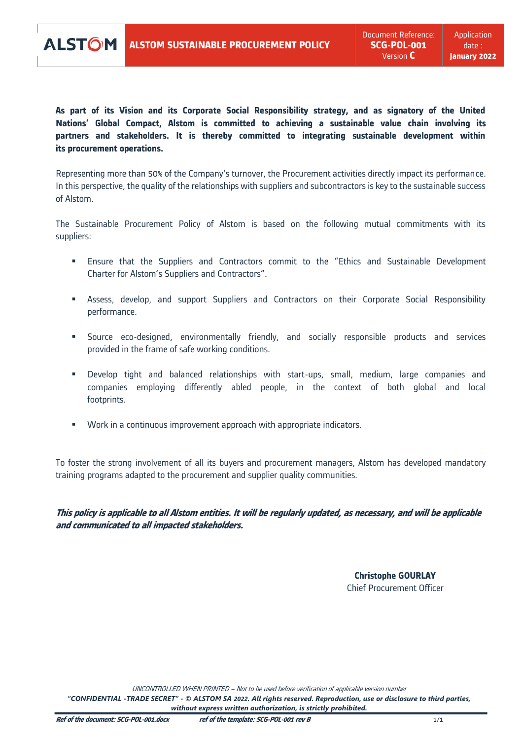# ALSTOM SUSTAINABLE PROCUREMENT POLICY

Document Reference: **SCG-POL-001** Version **C**

Application date : **January 2022**

**As part of its Vision and its Corporate Social Responsibility strategy, and as signatory of the United Nations' Global Compact, Alstom is committed to achieving a sustainable value chain involving its partners and stakeholders. It is thereby committed to integrating sustainable development within its procurement operations.**

Representing more than 50% of the Company's turnover, the Procurement activities directly impact its performance. In this perspective, the quality of the relationships with suppliers and subcontractors is key to the sustainable success of Alstom.

The Sustainable Procurement Policy of Alstom is based on the following mutual commitments with its suppliers:

- Ensure that the Suppliers and Contractors commit to the "Ethics and Sustainable Development Charter for Alstom's Suppliers and Contractors".
- Assess, develop, and support Suppliers and Contractors on their Corporate Social Responsibility performance.
- Source eco-designed, environmentally friendly, and socially responsible products and services provided in the frame of safe working conditions.
- Develop tight and balanced relationships with start-ups, small, medium, large companies and companies employing differently abled people, in the context of both global and local footprints.
- Work in a continuous improvement approach with appropriate indicators.

To foster the strong involvement of all its buyers and procurement managers, Alstom has developed mandatory training programs adapted to the procurement and supplier quality communities.

***This policy is applicable to all Alstom entities. It will be regularly updated, as necessary, and will be applicable and communicated to all impacted stakeholders.***

**Christophe GOURLAY**
Chief Procurement Officer

*UNCONTROLLED WHEN PRINTED – Not to be used before verification of applicable version number*

***"CONFIDENTIAL -TRADE SECRET" - © ALSTOM SA 2022. All rights reserved. Reproduction, use or disclosure to third parties, without express written authorization, is strictly prohibited.***

***Ref of the document: SCG-POL-001.docx*** ***ref of the template: SCG-POL-001 rev B***